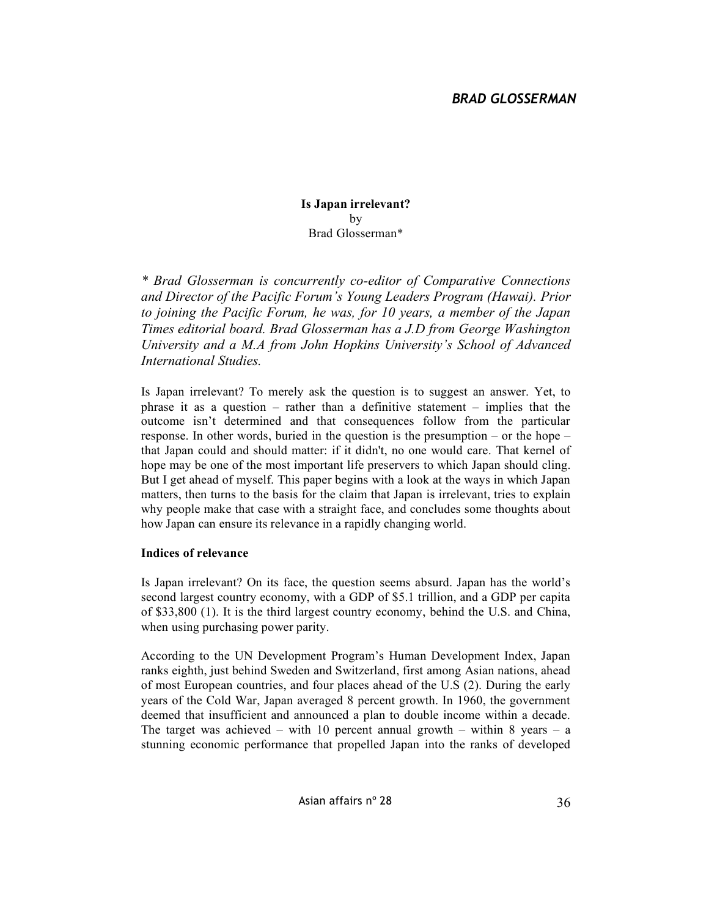# Is Japan irrelevant?

by

Brad Glosserman*

*\* Brad Glosserman is concurrently co-editor of Comparative Connections and Director of the Pacific Forum's Young Leaders Program (Hawai). Prior to joining the Pacific Forum, he was, for 10 years, a member of the Japan Times editorial board. Brad Glosserman has a J.D from George Washington University and a M.A from John Hopkins University's School of Advanced International Studies.*

Is Japan irrelevant? To merely ask the question is to suggest an answer. Yet, to phrase it as a question – rather than a definitive statement – implies that the outcome isn't determined and that consequences follow from the particular response. In other words, buried in the question is the presumption – or the hope – that Japan could and should matter: if it didn't, no one would care. That kernel of hope may be one of the most important life preservers to which Japan should cling. But I get ahead of myself. This paper begins with a look at the ways in which Japan matters, then turns to the basis for the claim that Japan is irrelevant, tries to explain why people make that case with a straight face, and concludes some thoughts about how Japan can ensure its relevance in a rapidly changing world.

## Indices of relevance

Is Japan irrelevant? On its face, the question seems absurd. Japan has the world's second largest country economy, with a GDP of $5.1 trillion, and a GDP per capita of $33,800 (1). It is the third largest country economy, behind the U.S. and China, when using purchasing power parity.

According to the UN Development Program's Human Development Index, Japan ranks eighth, just behind Sweden and Switzerland, first among Asian nations, ahead of most European countries, and four places ahead of the U.S (2). During the early years of the Cold War, Japan averaged 8 percent growth. In 1960, the government deemed that insufficient and announced a plan to double income within a decade. The target was achieved – with 10 percent annual growth – within 8 years – a stunning economic performance that propelled Japan into the ranks of developed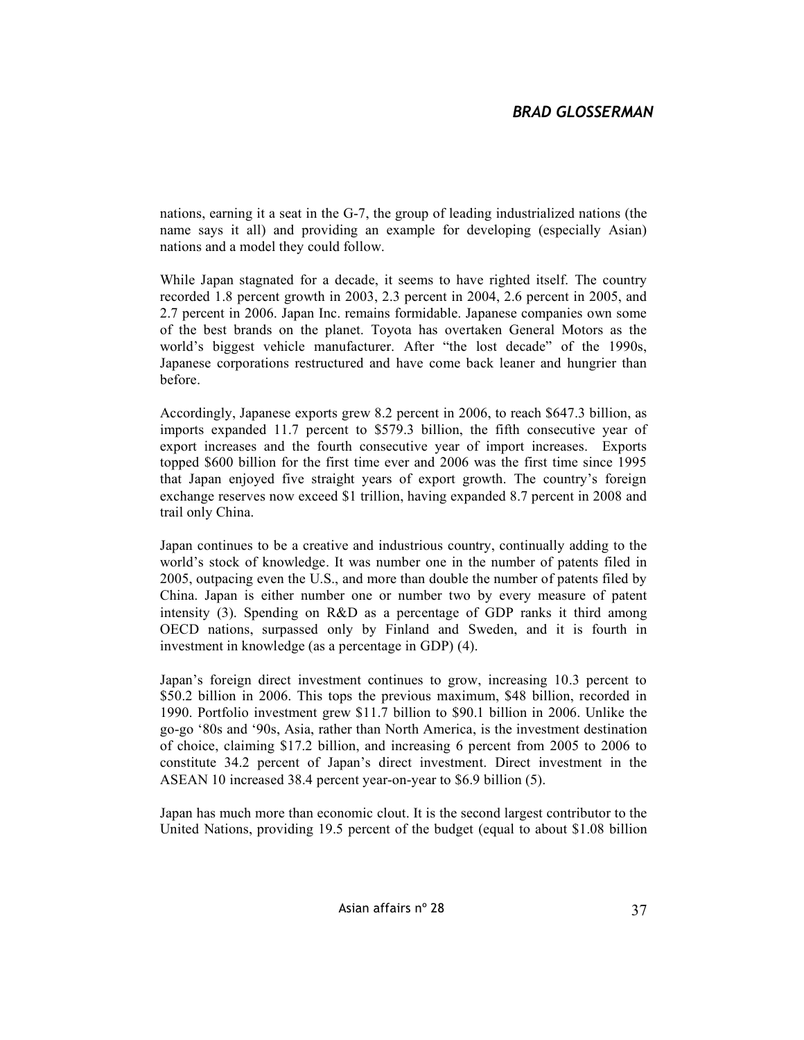nations, earning it a seat in the G-7, the group of leading industrialized nations (the name says it all) and providing an example for developing (especially Asian) nations and a model they could follow.

While Japan stagnated for a decade, it seems to have righted itself. The country recorded 1.8 percent growth in 2003, 2.3 percent in 2004, 2.6 percent in 2005, and 2.7 percent in 2006. Japan Inc. remains formidable. Japanese companies own some of the best brands on the planet. Toyota has overtaken General Motors as the world's biggest vehicle manufacturer. After "the lost decade" of the 1990s, Japanese corporations restructured and have come back leaner and hungrier than before.

Accordingly, Japanese exports grew 8.2 percent in 2006, to reach $647.3 billion, as imports expanded 11.7 percent to $579.3 billion, the fifth consecutive year of export increases and the fourth consecutive year of import increases. Exports topped $600 billion for the first time ever and 2006 was the first time since 1995 that Japan enjoyed five straight years of export growth. The country's foreign exchange reserves now exceed $1 trillion, having expanded 8.7 percent in 2008 and trail only China.

Japan continues to be a creative and industrious country, continually adding to the world's stock of knowledge. It was number one in the number of patents filed in 2005, outpacing even the U.S., and more than double the number of patents filed by China. Japan is either number one or number two by every measure of patent intensity (3). Spending on R&D as a percentage of GDP ranks it third among OECD nations, surpassed only by Finland and Sweden, and it is fourth in investment in knowledge (as a percentage in GDP) (4).

Japan's foreign direct investment continues to grow, increasing 10.3 percent to $50.2 billion in 2006. This tops the previous maximum, $48 billion, recorded in 1990. Portfolio investment grew $11.7 billion to $90.1 billion in 2006. Unlike the go-go '80s and '90s, Asia, rather than North America, is the investment destination of choice, claiming $17.2 billion, and increasing 6 percent from 2005 to 2006 to constitute 34.2 percent of Japan's direct investment. Direct investment in the ASEAN 10 increased 38.4 percent year-on-year to $6.9 billion (5).

Japan has much more than economic clout. It is the second largest contributor to the United Nations, providing 19.5 percent of the budget (equal to about $1.08 billion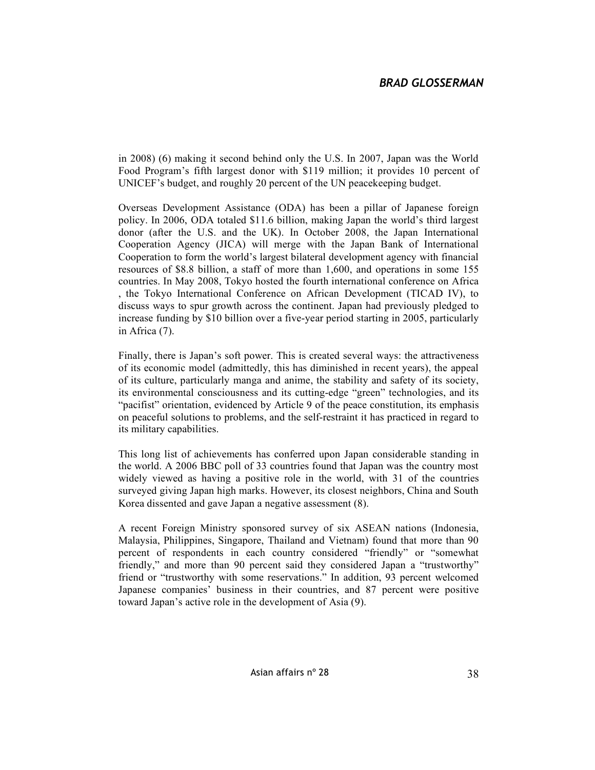in 2008) (6) making it second behind only the U.S. In 2007, Japan was the World Food Program's fifth largest donor with $119 million; it provides 10 percent of UNICEF's budget, and roughly 20 percent of the UN peacekeeping budget.

Overseas Development Assistance (ODA) has been a pillar of Japanese foreign policy. In 2006, ODA totaled $11.6 billion, making Japan the world's third largest donor (after the U.S. and the UK). In October 2008, the Japan International Cooperation Agency (JICA) will merge with the Japan Bank of International Cooperation to form the world's largest bilateral development agency with financial resources of $8.8 billion, a staff of more than 1,600, and operations in some 155 countries. In May 2008, Tokyo hosted the fourth international conference on Africa , the Tokyo International Conference on African Development (TICAD IV), to discuss ways to spur growth across the continent. Japan had previously pledged to increase funding by $10 billion over a five-year period starting in 2005, particularly in Africa (7).

Finally, there is Japan's soft power. This is created several ways: the attractiveness of its economic model (admittedly, this has diminished in recent years), the appeal of its culture, particularly manga and anime, the stability and safety of its society, its environmental consciousness and its cutting-edge "green" technologies, and its "pacifist" orientation, evidenced by Article 9 of the peace constitution, its emphasis on peaceful solutions to problems, and the self-restraint it has practiced in regard to its military capabilities.

This long list of achievements has conferred upon Japan considerable standing in the world. A 2006 BBC poll of 33 countries found that Japan was the country most widely viewed as having a positive role in the world, with 31 of the countries surveyed giving Japan high marks. However, its closest neighbors, China and South Korea dissented and gave Japan a negative assessment (8).

A recent Foreign Ministry sponsored survey of six ASEAN nations (Indonesia, Malaysia, Philippines, Singapore, Thailand and Vietnam) found that more than 90 percent of respondents in each country considered "friendly" or "somewhat friendly," and more than 90 percent said they considered Japan a "trustworthy" friend or "trustworthy with some reservations." In addition, 93 percent welcomed Japanese companies' business in their countries, and 87 percent were positive toward Japan's active role in the development of Asia (9).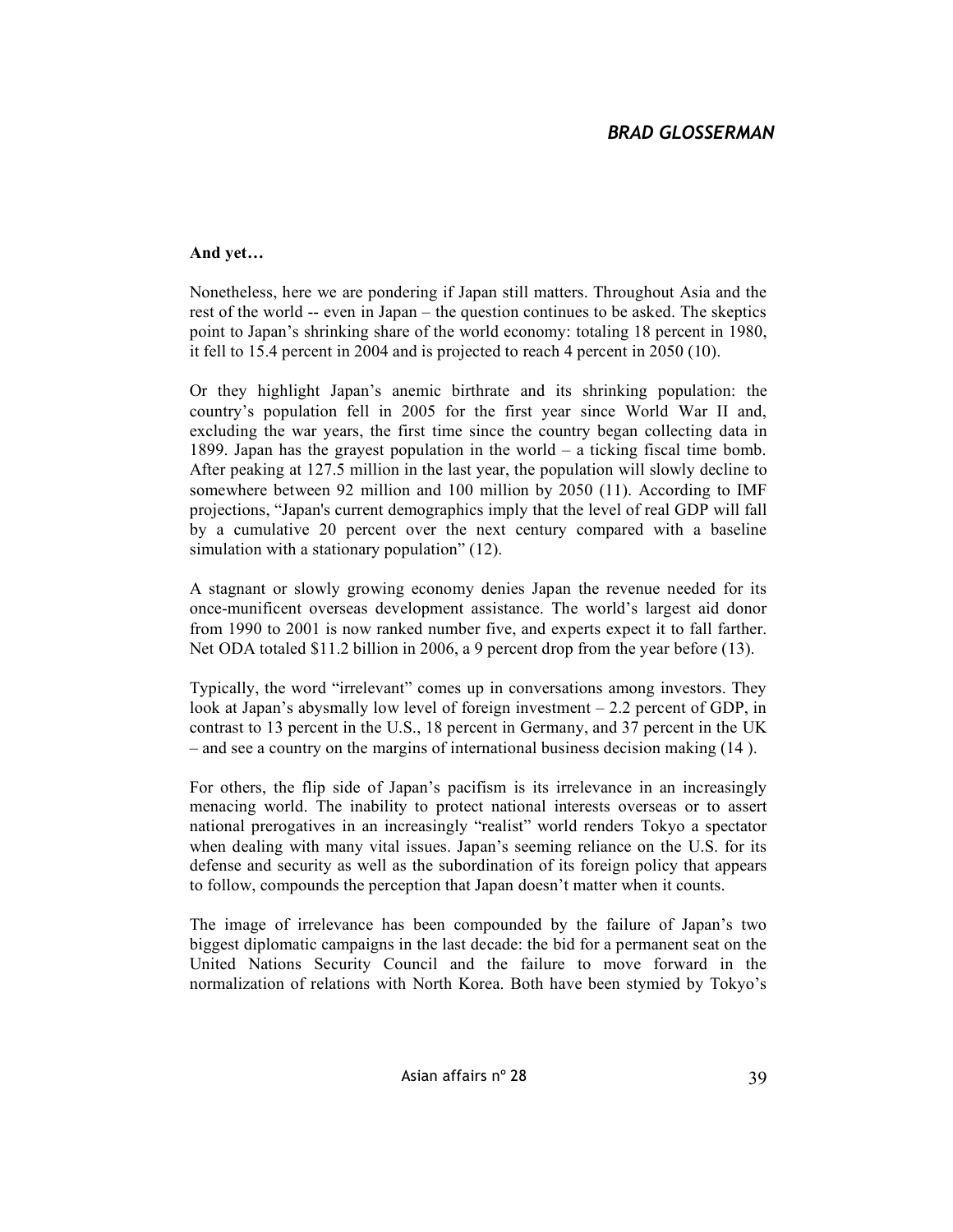**And yet…**

Nonetheless, here we are pondering if Japan still matters. Throughout Asia and the rest of the world -- even in Japan – the question continues to be asked. The skeptics point to Japan's shrinking share of the world economy: totaling 18 percent in 1980, it fell to 15.4 percent in 2004 and is projected to reach 4 percent in 2050 (10).

Or they highlight Japan's anemic birthrate and its shrinking population: the country's population fell in 2005 for the first year since World War II and, excluding the war years, the first time since the country began collecting data in 1899. Japan has the grayest population in the world – a ticking fiscal time bomb. After peaking at 127.5 million in the last year, the population will slowly decline to somewhere between 92 million and 100 million by 2050 (11). According to IMF projections, "Japan's current demographics imply that the level of real GDP will fall by a cumulative 20 percent over the next century compared with a baseline simulation with a stationary population" (12).

A stagnant or slowly growing economy denies Japan the revenue needed for its once-munificent overseas development assistance. The world's largest aid donor from 1990 to 2001 is now ranked number five, and experts expect it to fall farther. Net ODA totaled $11.2 billion in 2006, a 9 percent drop from the year before (13).

Typically, the word "irrelevant" comes up in conversations among investors. They look at Japan's abysmally low level of foreign investment – 2.2 percent of GDP, in contrast to 13 percent in the U.S., 18 percent in Germany, and 37 percent in the UK – and see a country on the margins of international business decision making (14 ).

For others, the flip side of Japan's pacifism is its irrelevance in an increasingly menacing world. The inability to protect national interests overseas or to assert national prerogatives in an increasingly "realist" world renders Tokyo a spectator when dealing with many vital issues. Japan's seeming reliance on the U.S. for its defense and security as well as the subordination of its foreign policy that appears to follow, compounds the perception that Japan doesn't matter when it counts.

The image of irrelevance has been compounded by the failure of Japan's two biggest diplomatic campaigns in the last decade: the bid for a permanent seat on the United Nations Security Council and the failure to move forward in the normalization of relations with North Korea. Both have been stymied by Tokyo's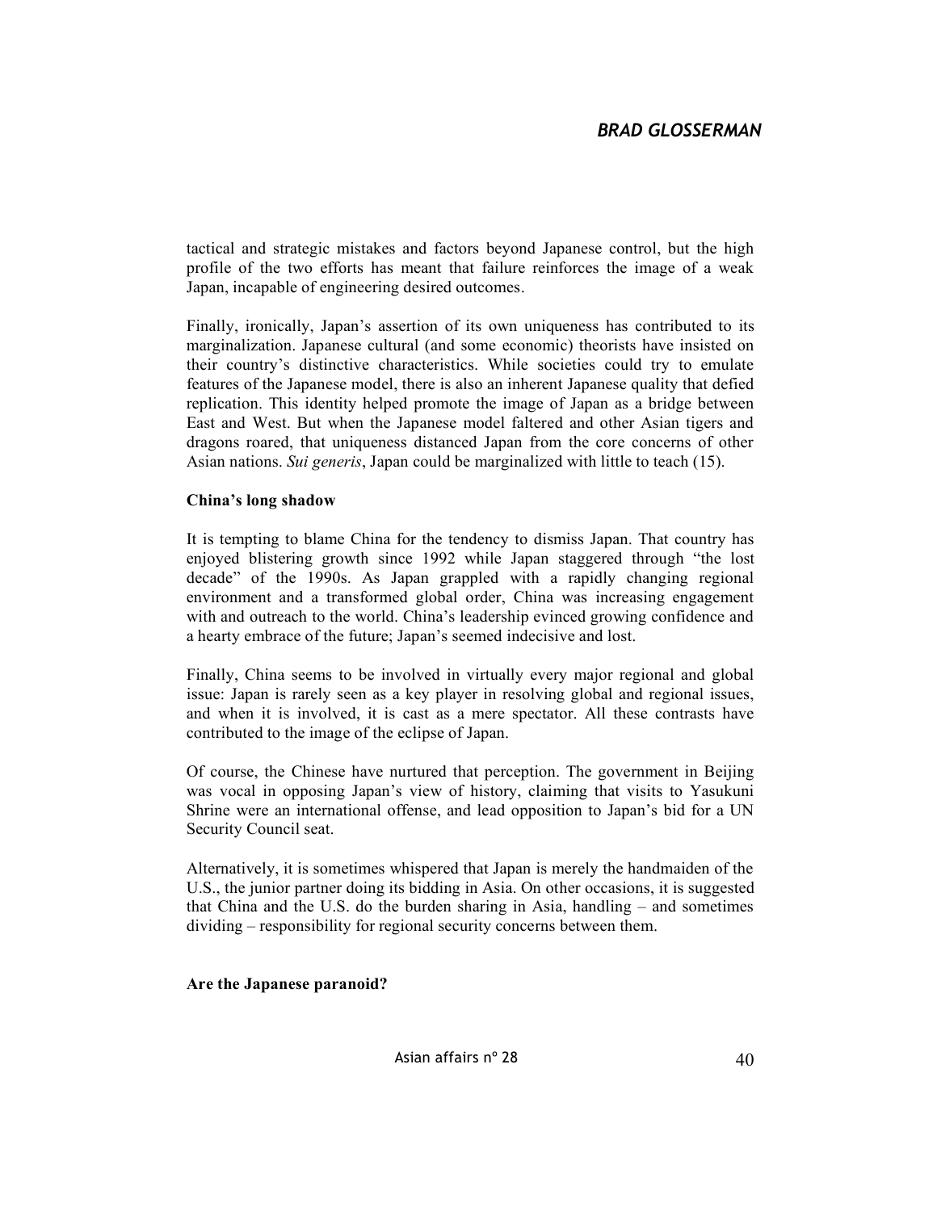tactical and strategic mistakes and factors beyond Japanese control, but the high profile of the two efforts has meant that failure reinforces the image of a weak Japan, incapable of engineering desired outcomes.

Finally, ironically, Japan's assertion of its own uniqueness has contributed to its marginalization. Japanese cultural (and some economic) theorists have insisted on their country's distinctive characteristics. While societies could try to emulate features of the Japanese model, there is also an inherent Japanese quality that defied replication. This identity helped promote the image of Japan as a bridge between East and West. But when the Japanese model faltered and other Asian tigers and dragons roared, that uniqueness distanced Japan from the core concerns of other Asian nations. *Sui generis*, Japan could be marginalized with little to teach (15).

**China's long shadow**

It is tempting to blame China for the tendency to dismiss Japan. That country has enjoyed blistering growth since 1992 while Japan staggered through "the lost decade" of the 1990s. As Japan grappled with a rapidly changing regional environment and a transformed global order, China was increasing engagement with and outreach to the world. China's leadership evinced growing confidence and a hearty embrace of the future; Japan's seemed indecisive and lost.

Finally, China seems to be involved in virtually every major regional and global issue: Japan is rarely seen as a key player in resolving global and regional issues, and when it is involved, it is cast as a mere spectator. All these contrasts have contributed to the image of the eclipse of Japan.

Of course, the Chinese have nurtured that perception. The government in Beijing was vocal in opposing Japan's view of history, claiming that visits to Yasukuni Shrine were an international offense, and lead opposition to Japan's bid for a UN Security Council seat.

Alternatively, it is sometimes whispered that Japan is merely the handmaiden of the U.S., the junior partner doing its bidding in Asia. On other occasions, it is suggested that China and the U.S. do the burden sharing in Asia, handling – and sometimes dividing – responsibility for regional security concerns between them.

**Are the Japanese paranoid?**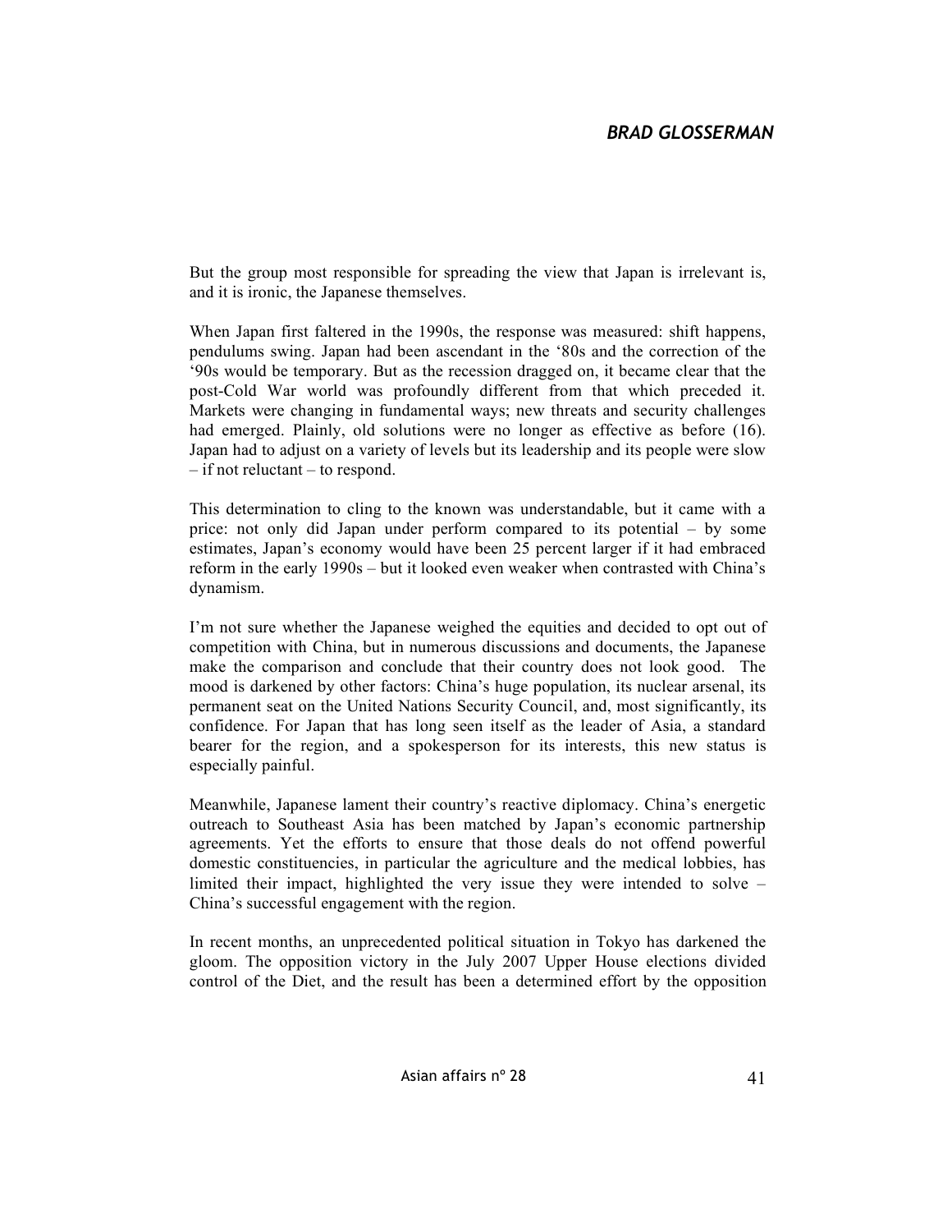But the group most responsible for spreading the view that Japan is irrelevant is, and it is ironic, the Japanese themselves.

When Japan first faltered in the 1990s, the response was measured: shift happens, pendulums swing. Japan had been ascendant in the '80s and the correction of the '90s would be temporary. But as the recession dragged on, it became clear that the post-Cold War world was profoundly different from that which preceded it. Markets were changing in fundamental ways; new threats and security challenges had emerged. Plainly, old solutions were no longer as effective as before (16). Japan had to adjust on a variety of levels but its leadership and its people were slow – if not reluctant – to respond.

This determination to cling to the known was understandable, but it came with a price: not only did Japan under perform compared to its potential – by some estimates, Japan's economy would have been 25 percent larger if it had embraced reform in the early 1990s – but it looked even weaker when contrasted with China's dynamism.

I'm not sure whether the Japanese weighed the equities and decided to opt out of competition with China, but in numerous discussions and documents, the Japanese make the comparison and conclude that their country does not look good. The mood is darkened by other factors: China's huge population, its nuclear arsenal, its permanent seat on the United Nations Security Council, and, most significantly, its confidence. For Japan that has long seen itself as the leader of Asia, a standard bearer for the region, and a spokesperson for its interests, this new status is especially painful.

Meanwhile, Japanese lament their country's reactive diplomacy. China's energetic outreach to Southeast Asia has been matched by Japan's economic partnership agreements. Yet the efforts to ensure that those deals do not offend powerful domestic constituencies, in particular the agriculture and the medical lobbies, has limited their impact, highlighted the very issue they were intended to solve – China's successful engagement with the region.

In recent months, an unprecedented political situation in Tokyo has darkened the gloom. The opposition victory in the July 2007 Upper House elections divided control of the Diet, and the result has been a determined effort by the opposition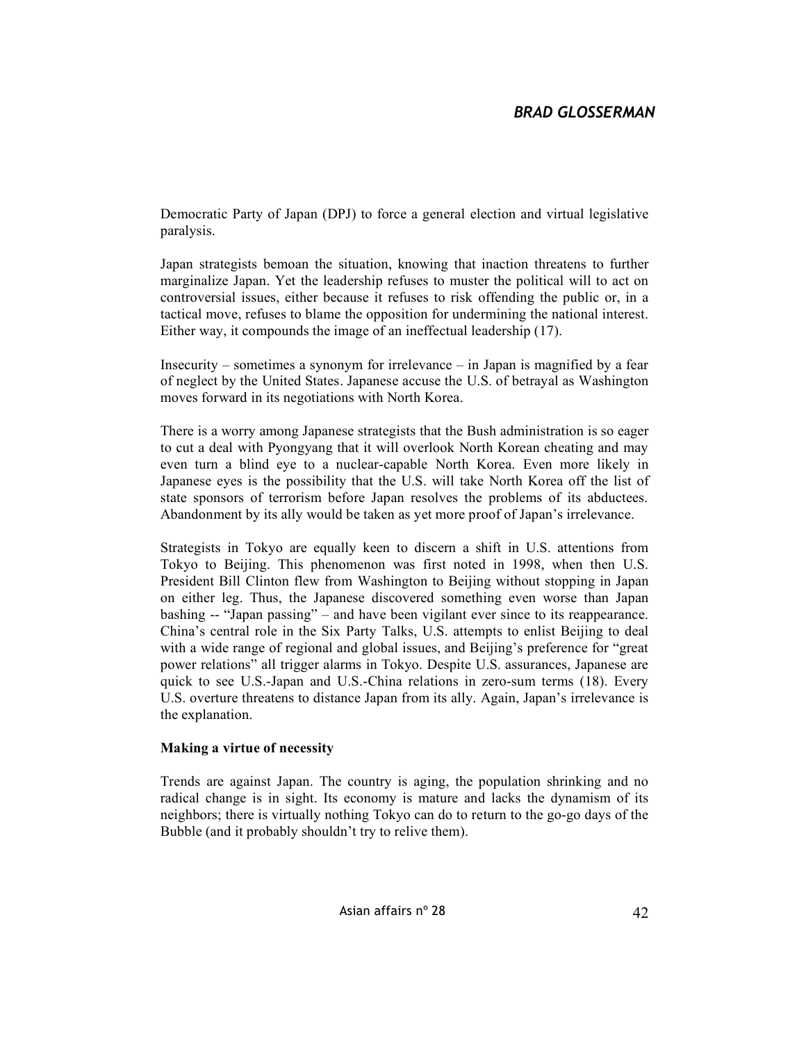Democratic Party of Japan (DPJ) to force a general election and virtual legislative paralysis.

Japan strategists bemoan the situation, knowing that inaction threatens to further marginalize Japan. Yet the leadership refuses to muster the political will to act on controversial issues, either because it refuses to risk offending the public or, in a tactical move, refuses to blame the opposition for undermining the national interest. Either way, it compounds the image of an ineffectual leadership (17).

Insecurity – sometimes a synonym for irrelevance – in Japan is magnified by a fear of neglect by the United States. Japanese accuse the U.S. of betrayal as Washington moves forward in its negotiations with North Korea.

There is a worry among Japanese strategists that the Bush administration is so eager to cut a deal with Pyongyang that it will overlook North Korean cheating and may even turn a blind eye to a nuclear-capable North Korea. Even more likely in Japanese eyes is the possibility that the U.S. will take North Korea off the list of state sponsors of terrorism before Japan resolves the problems of its abductees. Abandonment by its ally would be taken as yet more proof of Japan's irrelevance.

Strategists in Tokyo are equally keen to discern a shift in U.S. attentions from Tokyo to Beijing. This phenomenon was first noted in 1998, when then U.S. President Bill Clinton flew from Washington to Beijing without stopping in Japan on either leg. Thus, the Japanese discovered something even worse than Japan bashing -- "Japan passing" – and have been vigilant ever since to its reappearance. China's central role in the Six Party Talks, U.S. attempts to enlist Beijing to deal with a wide range of regional and global issues, and Beijing's preference for "great power relations" all trigger alarms in Tokyo. Despite U.S. assurances, Japanese are quick to see U.S.-Japan and U.S.-China relations in zero-sum terms (18). Every U.S. overture threatens to distance Japan from its ally. Again, Japan's irrelevance is the explanation.

**Making a virtue of necessity**

Trends are against Japan. The country is aging, the population shrinking and no radical change is in sight. Its economy is mature and lacks the dynamism of its neighbors; there is virtually nothing Tokyo can do to return to the go-go days of the Bubble (and it probably shouldn't try to relive them).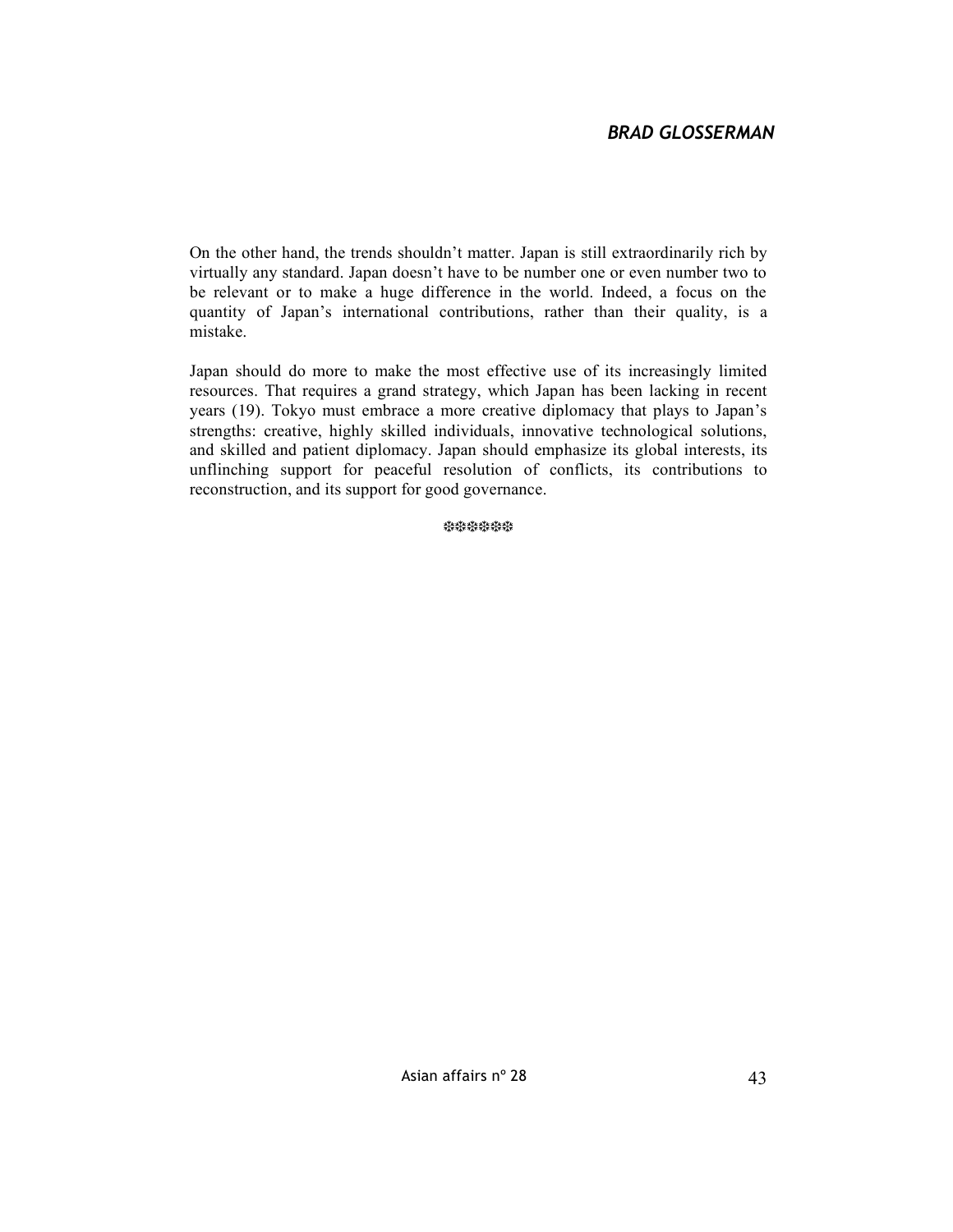On the other hand, the trends shouldn't matter. Japan is still extraordinarily rich by virtually any standard. Japan doesn't have to be number one or even number two to be relevant or to make a huge difference in the world. Indeed, a focus on the quantity of Japan's international contributions, rather than their quality, is a mistake.

Japan should do more to make the most effective use of its increasingly limited resources. That requires a grand strategy, which Japan has been lacking in recent years (19). Tokyo must embrace a more creative diplomacy that plays to Japan's strengths: creative, highly skilled individuals, innovative technological solutions, and skilled and patient diplomacy. Japan should emphasize its global interests, its unflinching support for peaceful resolution of conflicts, its contributions to reconstruction, and its support for good governance.

❈❈❈❈❈❈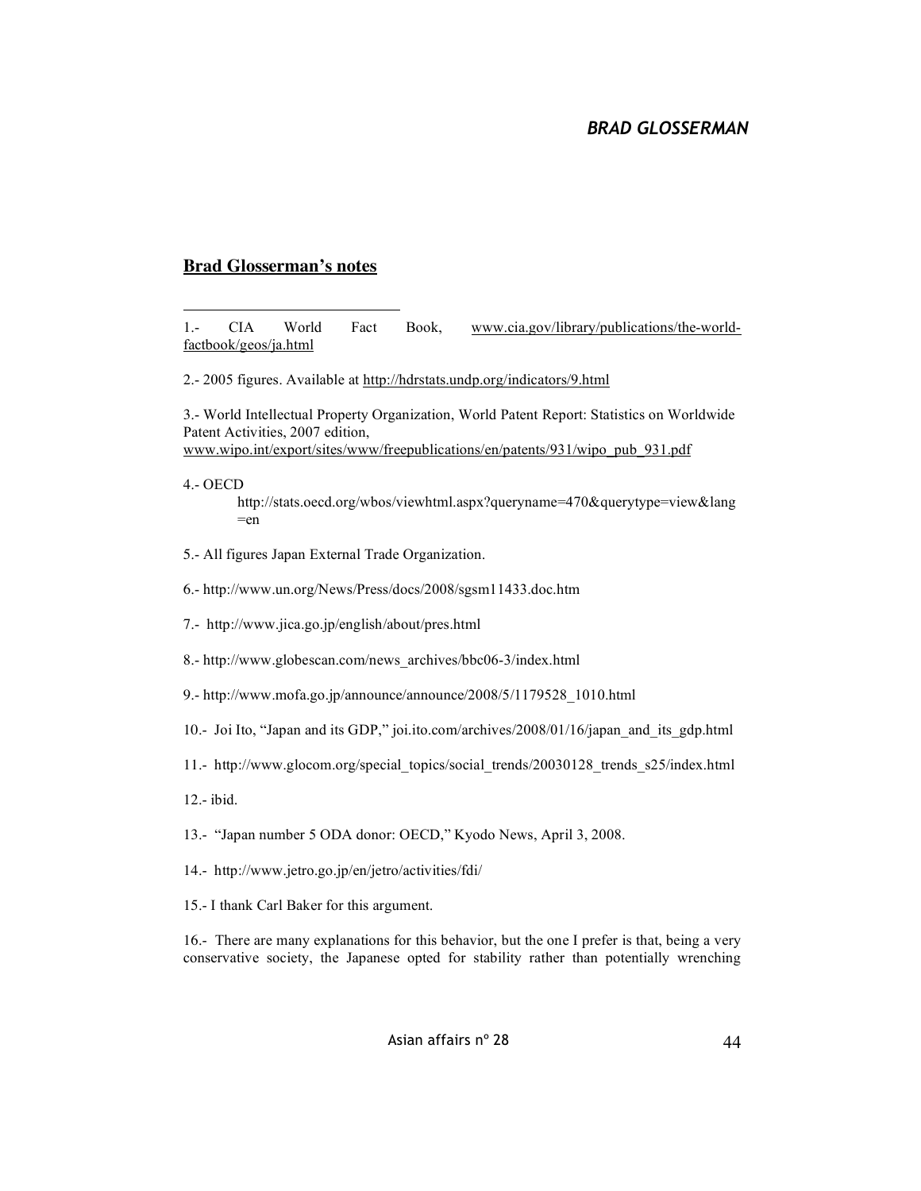## Brad Glosserman's notes

1.- CIA World Fact Book, www.cia.gov/library/publications/the-world-factbook/geos/ja.html

2.- 2005 figures. Available at http://hdrstats.undp.org/indicators/9.html

3.- World Intellectual Property Organization, World Patent Report: Statistics on Worldwide Patent Activities, 2007 edition, www.wipo.int/export/sites/www/freepublications/en/patents/931/wipo_pub_931.pdf

4.- OECD http://stats.oecd.org/wbos/viewhtml.aspx?queryname=470&querytype=view&lang=en

5.- All figures Japan External Trade Organization.

6.- http://www.un.org/News/Press/docs/2008/sgsm11433.doc.htm

7.- http://www.jica.go.jp/english/about/pres.html

8.- http://www.globescan.com/news_archives/bbc06-3/index.html

9.- http://www.mofa.go.jp/announce/announce/2008/5/1179528_1010.html

10.- Joi Ito, "Japan and its GDP," joi.ito.com/archives/2008/01/16/japan_and_its_gdp.html

11.- http://www.glocom.org/special_topics/social_trends/20030128_trends_s25/index.html

12.- ibid.

13.- "Japan number 5 ODA donor: OECD," Kyodo News, April 3, 2008.

14.- http://www.jetro.go.jp/en/jetro/activities/fdi/

15.- I thank Carl Baker for this argument.

16.- There are many explanations for this behavior, but the one I prefer is that, being a very conservative society, the Japanese opted for stability rather than potentially wrenching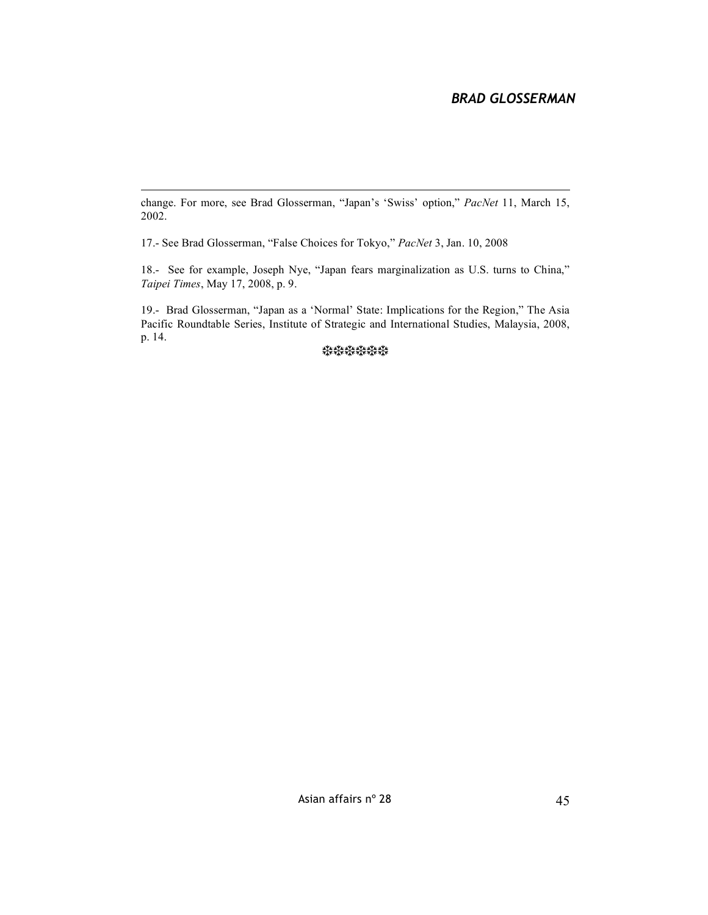change. For more, see Brad Glosserman, “Japan’s ‘Swiss’ option,” *PacNet* 11, March 15, 2002.

17.- See Brad Glosserman, “False Choices for Tokyo,” *PacNet* 3, Jan. 10, 2008

18.- See for example, Joseph Nye, “Japan fears marginalization as U.S. turns to China,” *Taipei Times*, May 17, 2008, p. 9.

19.- Brad Glosserman, “Japan as a ‘Normal’ State: Implications for the Region,” The Asia Pacific Roundtable Series, Institute of Strategic and International Studies, Malaysia, 2008, p. 14.

❋❋❋❋❋❋